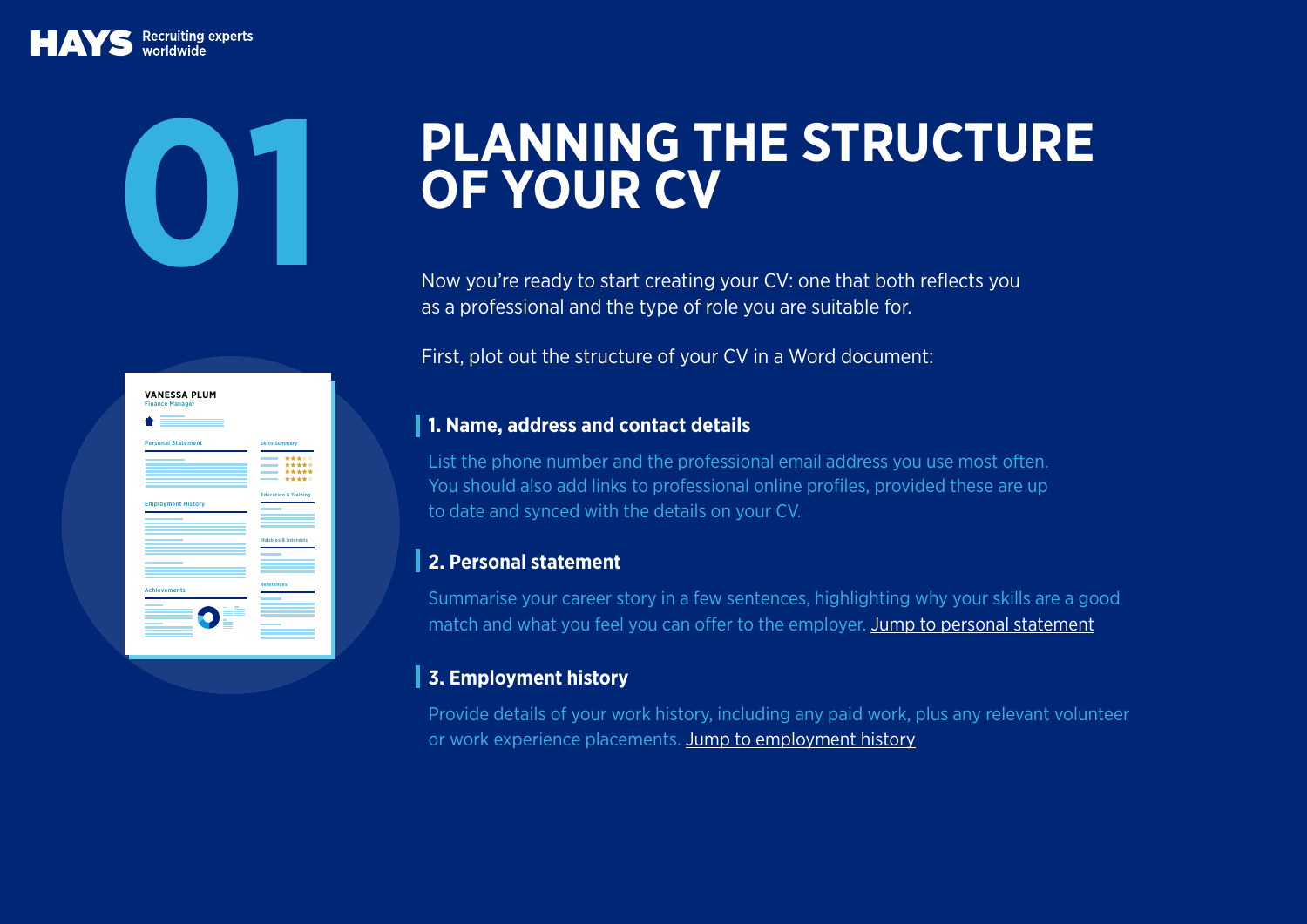# 01 PLANNING THE STRUCTURE OF YOUR CV

Now you're ready to start creating your CV: one that both reflects you as a professional and the type of role you are suitable for.

First, plot out the structure of your CV in a Word document:

### 1. Name, address and contact details

List the phone number and the professional email address you use most often. You should also add links to professional online profiles, provided these are up to date and synced with the details on your CV.

### 2. Personal statement

Summarise your career story in a few sentences, highlighting why your skills are a good match and what you feel you can offer to the employer. Jump to personal statement

### 3. Employment history

Provide details of your work history, including any paid work, plus any relevant volunteer or work experience placements. Jump to employment history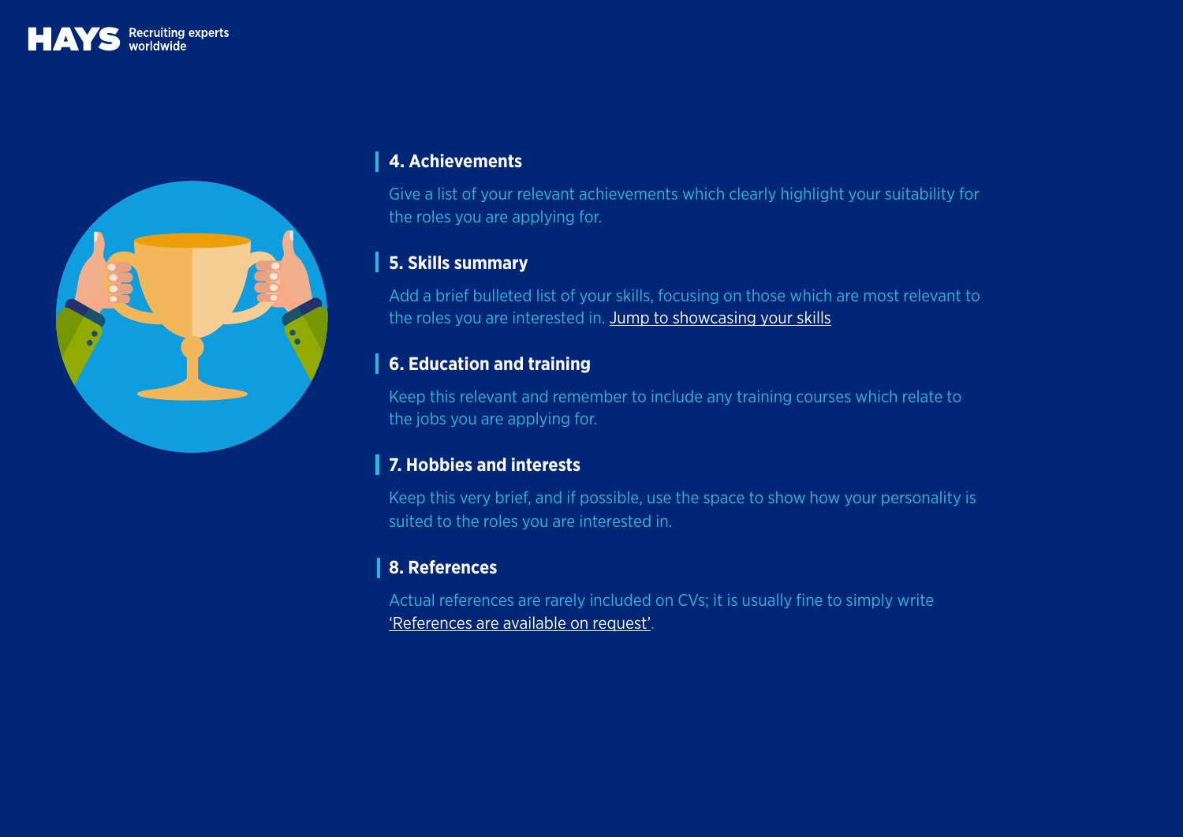## 4. Achievements

Give a list of your relevant achievements which clearly highlight your suitability for the roles you are applying for.

## 5. Skills summary

Add a brief bulleted list of your skills, focusing on those which are most relevant to the roles you are interested in. Jump to showcasing your skills

## 6. Education and training

Keep this relevant and remember to include any training courses which relate to the jobs you are applying for.

## 7. Hobbies and interests

Keep this very brief, and if possible, use the space to show how your personality is suited to the roles you are interested in.

## 8. References

Actual references are rarely included on CVs; it is usually fine to simply write 'References are available on request'.